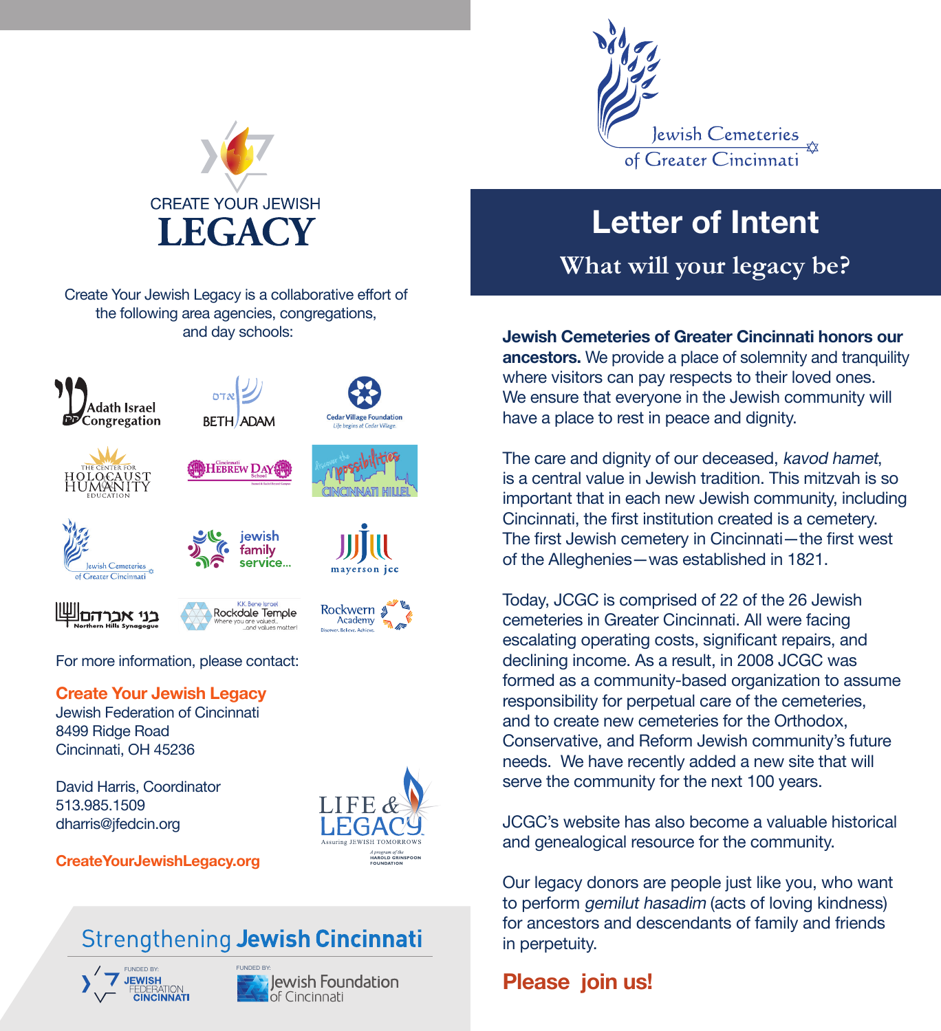# CREATE YOUR JEWISH LEGACY

Create Your Jewish Legacy is a collaborative effort of the following area agencies, congregations, and day schools:

- Adath Israel Congregation
- Beth Adam
- Cedar Village Foundation
- The Center for Holocaust & Humanity Education
- Cincinnati Hebrew Day School
- Cincinnati Hillel
- Jewish Cemeteries of Greater Cincinnati
- Jewish Family Service
- Mayerson JCC
- Northern Hills Synagogue
- K.K. Bene Israel Rockdale Temple
- Rockwern Academy

For more information, please contact:

**Create Your Jewish Legacy**
Jewish Federation of Cincinnati
8499 Ridge Road
Cincinnati, OH 45236

David Harris, Coordinator
513.985.1509
dharris@jfedcin.org

**CreateYourJewishLegacy.org**

LIFE & LEGACY
Assuring JEWISH TOMORROWS
A program of the HAROLD GRINSPOON FOUNDATION

Strengthening **Jewish Cincinnati**

FUNDED BY: Jewish Federation Cincinnati

FUNDED BY: Jewish Foundation of Cincinnati

Jewish Cemeteries of Greater Cincinnati

# Letter of Intent

## What will your legacy be?

**Jewish Cemeteries of Greater Cincinnati honors our ancestors.** We provide a place of solemnity and tranquility where visitors can pay respects to their loved ones. We ensure that everyone in the Jewish community will have a place to rest in peace and dignity.

The care and dignity of our deceased, *kavod hamet*, is a central value in Jewish tradition. This mitzvah is so important that in each new Jewish community, including Cincinnati, the first institution created is a cemetery. The first Jewish cemetery in Cincinnati—the first west of the Alleghenies—was established in 1821.

Today, JCGC is comprised of 22 of the 26 Jewish cemeteries in Greater Cincinnati. All were facing escalating operating costs, significant repairs, and declining income. As a result, in 2008 JCGC was formed as a community-based organization to assume responsibility for perpetual care of the cemeteries, and to create new cemeteries for the Orthodox, Conservative, and Reform Jewish community's future needs. We have recently added a new site that will serve the community for the next 100 years.

JCGC's website has also become a valuable historical and genealogical resource for the community.

Our legacy donors are people just like you, who want to perform *gemilut hasadim* (acts of loving kindness) for ancestors and descendants of family and friends in perpetuity.

**Please join us!**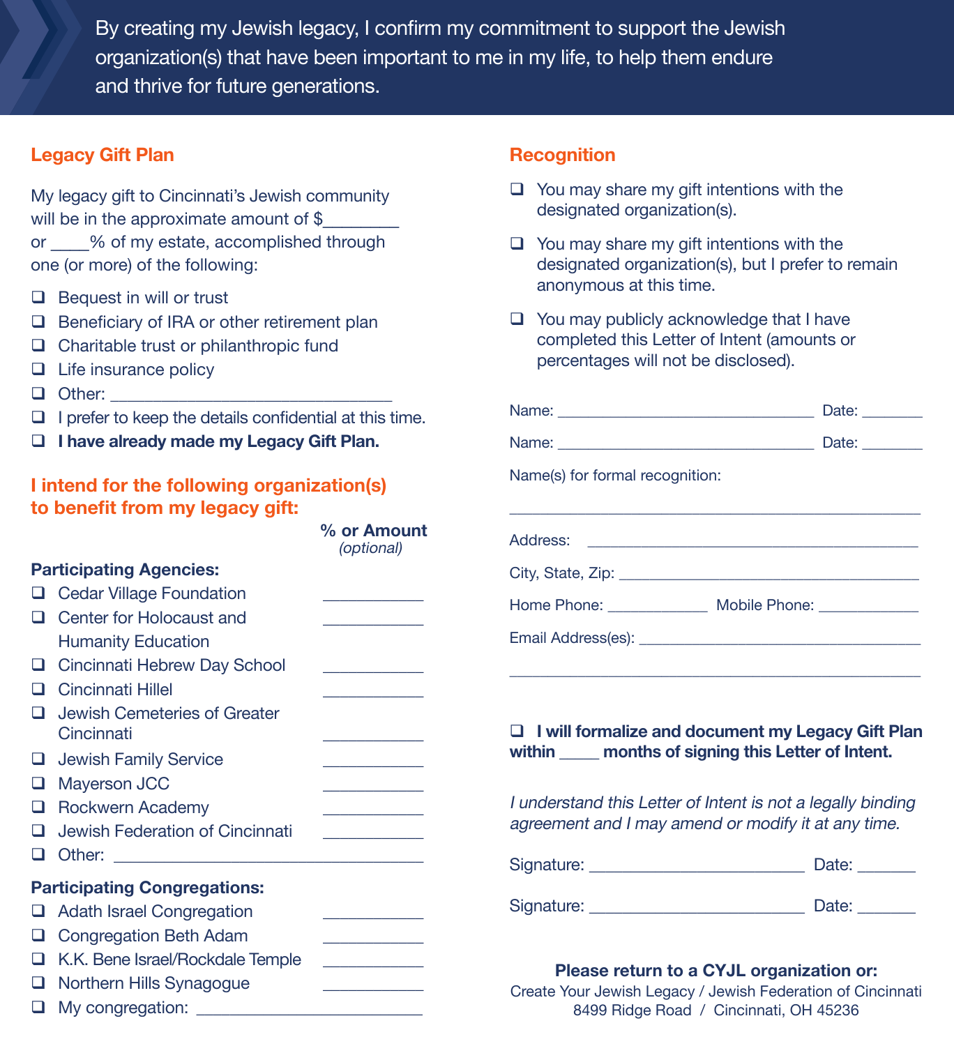By creating my Jewish legacy, I confirm my commitment to support the Jewish organization(s) that have been important to me in my life, to help them endure and thrive for future generations.

## Legacy Gift Plan

My legacy gift to Cincinnati's Jewish community will be in the approximate amount of $________ or ____% of my estate, accomplished through one (or more) of the following:

- ❑ Bequest in will or trust
- ❑ Beneficiary of IRA or other retirement plan
- ❑ Charitable trust or philanthropic fund
- ❑ Life insurance policy
- ❑ Other: ______________________________
- ❑ I prefer to keep the details confidential at this time.
- ❑ **I have already made my Legacy Gift Plan.**

## I intend for the following organization(s) to benefit from my legacy gift:

| | % or Amount *(optional)* |
|---|---|
| **Participating Agencies:** | |
| ❑ Cedar Village Foundation | ___________ |
| ❑ Center for Holocaust and Humanity Education | ___________ |
| ❑ Cincinnati Hebrew Day School | ___________ |
| ❑ Cincinnati Hillel | ___________ |
| ❑ Jewish Cemeteries of Greater Cincinnati | ___________ |
| ❑ Jewish Family Service | ___________ |
| ❑ Mayerson JCC | ___________ |
| ❑ Rockwern Academy | ___________ |
| ❑ Jewish Federation of Cincinnati | ___________ |
| ❑ Other: ______________________________ | |
| **Participating Congregations:** | |
| ❑ Adath Israel Congregation | ___________ |
| ❑ Congregation Beth Adam | ___________ |
| ❑ K.K. Bene Israel/Rockdale Temple | ___________ |
| ❑ Northern Hills Synagogue | ___________ |
| ❑ My congregation: _________________________ | |

## Recognition

- ❑ You may share my gift intentions with the designated organization(s).
- ❑ You may share my gift intentions with the designated organization(s), but I prefer to remain anonymous at this time.
- ❑ You may publicly acknowledge that I have completed this Letter of Intent (amounts or percentages will not be disclosed).

Name: ______________________________ Date: _______

Name: ______________________________ Date: _______

Name(s) for formal recognition:

_____________________________________________

Address: _____________________________________

City, State, Zip: _______________________________

Home Phone: ____________ Mobile Phone: ____________

Email Address(es): _____________________________

_____________________________________________

❑ **I will formalize and document my Legacy Gift Plan within _____ months of signing this Letter of Intent.**

*I understand this Letter of Intent is not a legally binding agreement and I may amend or modify it at any time.*

Signature: ________________________ Date: _______

Signature: ________________________ Date: _______

**Please return to a CYJL organization or:**
Create Your Jewish Legacy / Jewish Federation of Cincinnati
8499 Ridge Road / Cincinnati, OH 45236